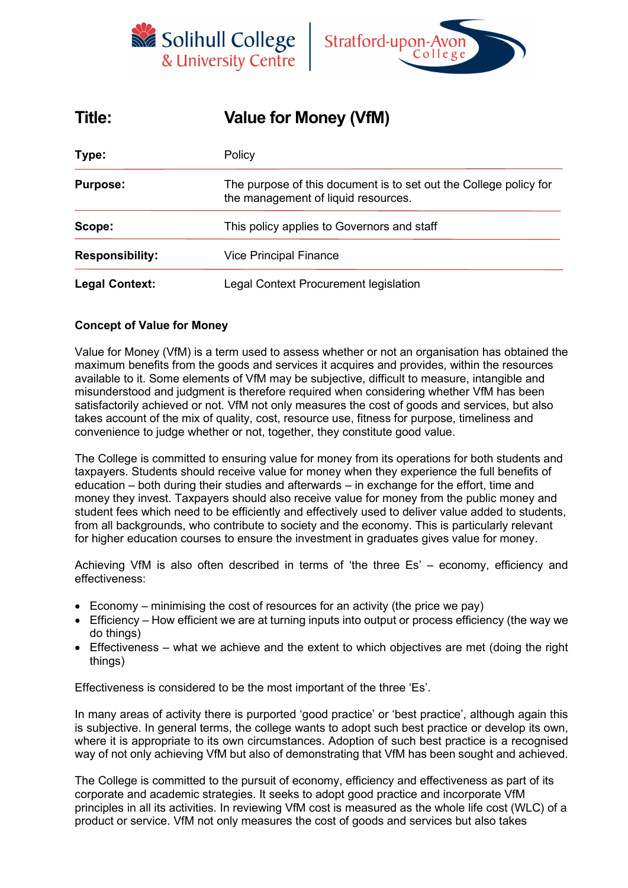| **Title:** | **Value for Money (VfM)** |
|---|---|
| **Type:** | Policy |
| **Purpose:** | The purpose of this document is to set out the College policy for the management of liquid resources. |
| **Scope:** | This policy applies to Governors and staff |
| **Responsibility:** | Vice Principal Finance |
| **Legal Context:** | Legal Context Procurement legislation |

**Concept of Value for Money**

Value for Money (VfM) is a term used to assess whether or not an organisation has obtained the maximum benefits from the goods and services it acquires and provides, within the resources available to it. Some elements of VfM may be subjective, difficult to measure, intangible and misunderstood and judgment is therefore required when considering whether VfM has been satisfactorily achieved or not. VfM not only measures the cost of goods and services, but also takes account of the mix of quality, cost, resource use, fitness for purpose, timeliness and convenience to judge whether or not, together, they constitute good value.

The College is committed to ensuring value for money from its operations for both students and taxpayers. Students should receive value for money when they experience the full benefits of education – both during their studies and afterwards – in exchange for the effort, time and money they invest. Taxpayers should also receive value for money from the public money and student fees which need to be efficiently and effectively used to deliver value added to students, from all backgrounds, who contribute to society and the economy. This is particularly relevant for higher education courses to ensure the investment in graduates gives value for money.

Achieving VfM is also often described in terms of 'the three Es' – economy, efficiency and effectiveness:

- Economy – minimising the cost of resources for an activity (the price we pay)
- Efficiency – How efficient we are at turning inputs into output or process efficiency (the way we do things)
- Effectiveness – what we achieve and the extent to which objectives are met (doing the right things)

Effectiveness is considered to be the most important of the three 'Es'.

In many areas of activity there is purported 'good practice' or 'best practice', although again this is subjective. In general terms, the college wants to adopt such best practice or develop its own, where it is appropriate to its own circumstances. Adoption of such best practice is a recognised way of not only achieving VfM but also of demonstrating that VfM has been sought and achieved.

The College is committed to the pursuit of economy, efficiency and effectiveness as part of its corporate and academic strategies. It seeks to adopt good practice and incorporate VfM principles in all its activities. In reviewing VfM cost is measured as the whole life cost (WLC) of a product or service. VfM not only measures the cost of goods and services but also takes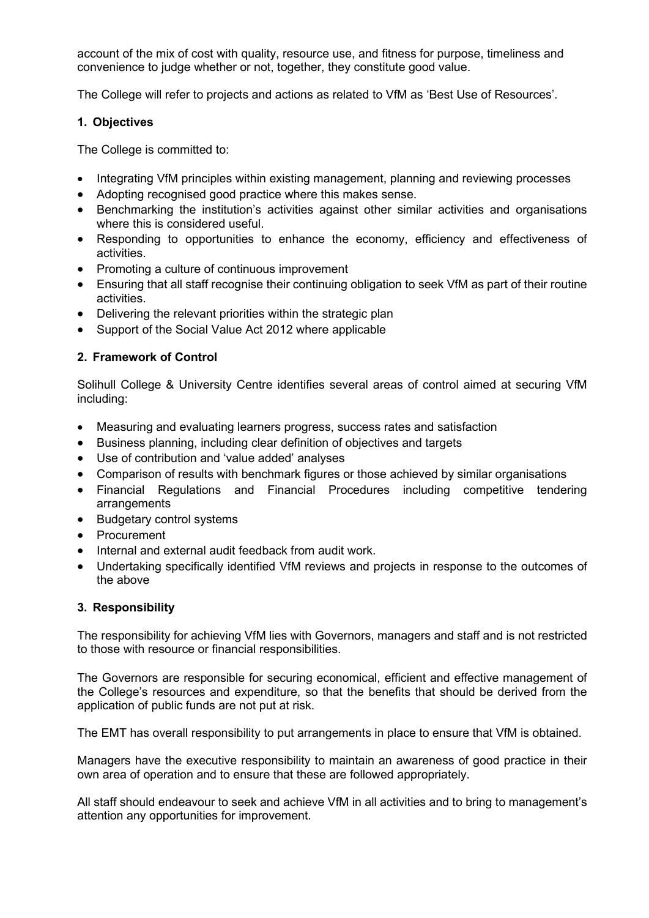account of the mix of cost with quality, resource use, and fitness for purpose, timeliness and convenience to judge whether or not, together, they constitute good value.

The College will refer to projects and actions as related to VfM as 'Best Use of Resources'.

## 1. Objectives

The College is committed to:

- Integrating VfM principles within existing management, planning and reviewing processes
- Adopting recognised good practice where this makes sense.
- Benchmarking the institution's activities against other similar activities and organisations where this is considered useful.
- Responding to opportunities to enhance the economy, efficiency and effectiveness of activities.
- Promoting a culture of continuous improvement
- Ensuring that all staff recognise their continuing obligation to seek VfM as part of their routine activities.
- Delivering the relevant priorities within the strategic plan
- Support of the Social Value Act 2012 where applicable

## 2. Framework of Control

Solihull College & University Centre identifies several areas of control aimed at securing VfM including:

- Measuring and evaluating learners progress, success rates and satisfaction
- Business planning, including clear definition of objectives and targets
- Use of contribution and 'value added' analyses
- Comparison of results with benchmark figures or those achieved by similar organisations
- Financial Regulations and Financial Procedures including competitive tendering arrangements
- Budgetary control systems
- Procurement
- Internal and external audit feedback from audit work.
- Undertaking specifically identified VfM reviews and projects in response to the outcomes of the above

## 3. Responsibility

The responsibility for achieving VfM lies with Governors, managers and staff and is not restricted to those with resource or financial responsibilities.

The Governors are responsible for securing economical, efficient and effective management of the College's resources and expenditure, so that the benefits that should be derived from the application of public funds are not put at risk.

The EMT has overall responsibility to put arrangements in place to ensure that VfM is obtained.

Managers have the executive responsibility to maintain an awareness of good practice in their own area of operation and to ensure that these are followed appropriately.

All staff should endeavour to seek and achieve VfM in all activities and to bring to management's attention any opportunities for improvement.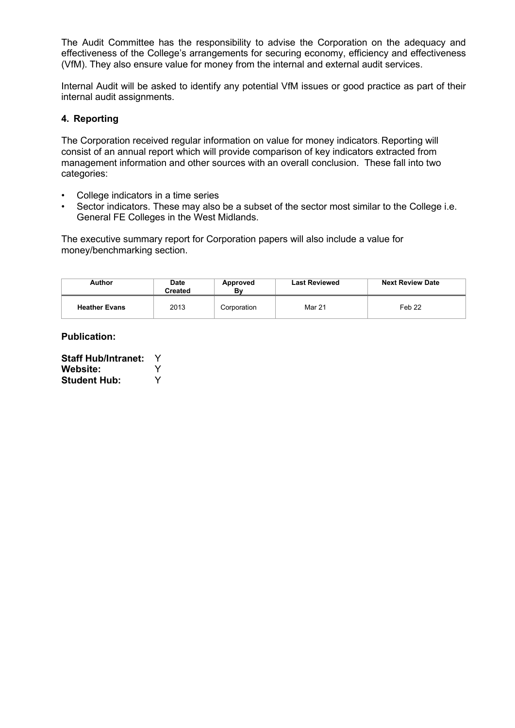The Audit Committee has the responsibility to advise the Corporation on the adequacy and effectiveness of the College's arrangements for securing economy, efficiency and effectiveness (VfM). They also ensure value for money from the internal and external audit services.

Internal Audit will be asked to identify any potential VfM issues or good practice as part of their internal audit assignments.

## 4. Reporting

The Corporation received regular information on value for money indicators. Reporting will consist of an annual report which will provide comparison of key indicators extracted from management information and other sources with an overall conclusion. These fall into two categories:

- College indicators in a time series
- Sector indicators. These may also be a subset of the sector most similar to the College i.e. General FE Colleges in the West Midlands.

The executive summary report for Corporation papers will also include a value for money/benchmarking section.

| Author | Date Created | Approved By | Last Reviewed | Next Review Date |
|---|---|---|---|---|
| **Heather Evans** | 2013 | Corporation | Mar 21 | Feb 22 |

**Publication:**

**Staff Hub/Intranet:** Y
**Website:** Y
**Student Hub:** Y